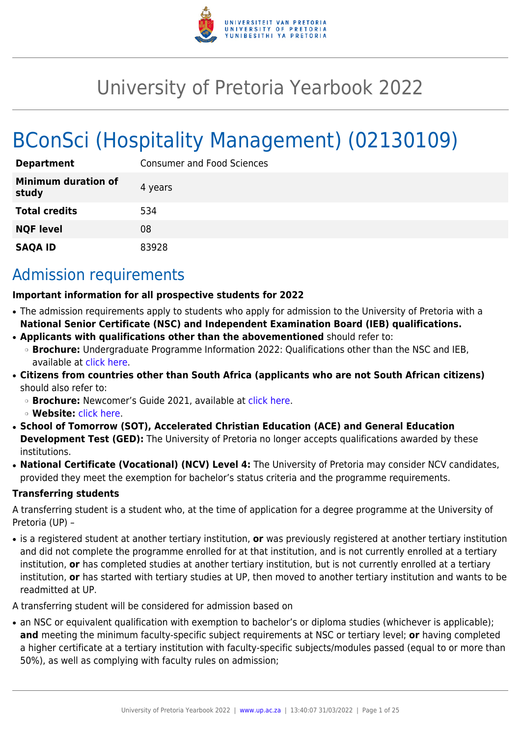# University of Pretoria Yearbook 2022

# BConSci (Hospitality Management) (02130109)

| | |
|---|---|
| **Department** | Consumer and Food Sciences |
| **Minimum duration of study** | 4 years |
| **Total credits** | 534 |
| **NQF level** | 08 |
| **SAQA ID** | 83928 |

## Admission requirements

**Important information for all prospective students for 2022**

- The admission requirements apply to students who apply for admission to the University of Pretoria with a **National Senior Certificate (NSC) and Independent Examination Board (IEB) qualifications.**
- **Applicants with qualifications other than the abovementioned** should refer to:
  - **Brochure:** Undergraduate Programme Information 2022: Qualifications other than the NSC and IEB, available at click here.
- **Citizens from countries other than South Africa (applicants who are not South African citizens)** should also refer to:
  - **Brochure:** Newcomer's Guide 2021, available at click here.
  - **Website:** click here.
- **School of Tomorrow (SOT), Accelerated Christian Education (ACE) and General Education Development Test (GED):** The University of Pretoria no longer accepts qualifications awarded by these institutions.
- **National Certificate (Vocational) (NCV) Level 4:** The University of Pretoria may consider NCV candidates, provided they meet the exemption for bachelor's status criteria and the programme requirements.

**Transferring students**

A transferring student is a student who, at the time of application for a degree programme at the University of Pretoria (UP) –

- is a registered student at another tertiary institution, **or** was previously registered at another tertiary institution and did not complete the programme enrolled for at that institution, and is not currently enrolled at a tertiary institution, **or** has completed studies at another tertiary institution, but is not currently enrolled at a tertiary institution, **or** has started with tertiary studies at UP, then moved to another tertiary institution and wants to be readmitted at UP.

A transferring student will be considered for admission based on

- an NSC or equivalent qualification with exemption to bachelor's or diploma studies (whichever is applicable); **and** meeting the minimum faculty-specific subject requirements at NSC or tertiary level; **or** having completed a higher certificate at a tertiary institution with faculty-specific subjects/modules passed (equal to or more than 50%), as well as complying with faculty rules on admission;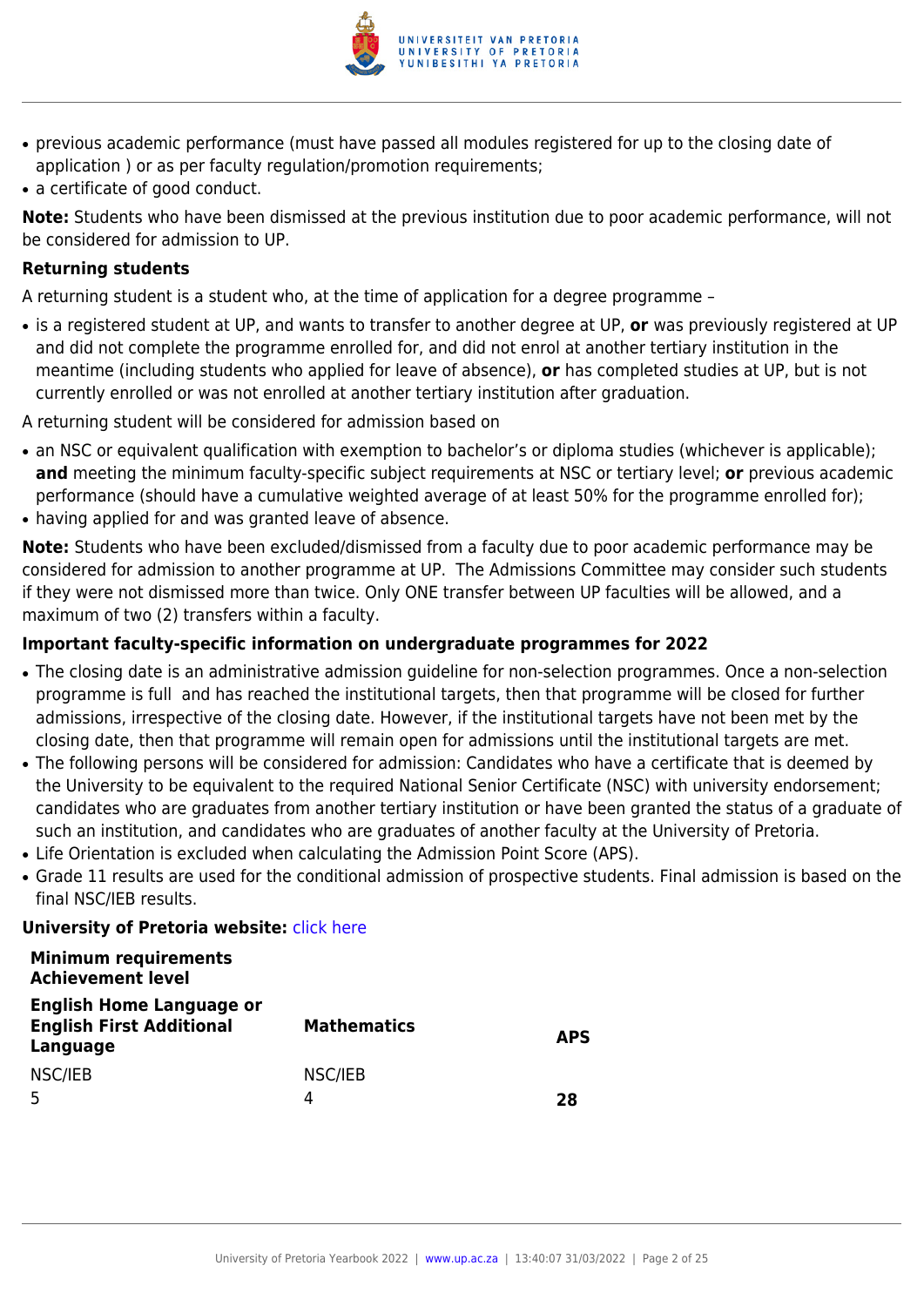- previous academic performance (must have passed all modules registered for up to the closing date of application ) or as per faculty regulation/promotion requirements;
- a certificate of good conduct.

**Note:** Students who have been dismissed at the previous institution due to poor academic performance, will not be considered for admission to UP.

**Returning students**

A returning student is a student who, at the time of application for a degree programme –

- is a registered student at UP, and wants to transfer to another degree at UP, **or** was previously registered at UP and did not complete the programme enrolled for, and did not enrol at another tertiary institution in the meantime (including students who applied for leave of absence), **or** has completed studies at UP, but is not currently enrolled or was not enrolled at another tertiary institution after graduation.

A returning student will be considered for admission based on

- an NSC or equivalent qualification with exemption to bachelor's or diploma studies (whichever is applicable); **and** meeting the minimum faculty-specific subject requirements at NSC or tertiary level; **or** previous academic performance (should have a cumulative weighted average of at least 50% for the programme enrolled for);
- having applied for and was granted leave of absence.

**Note:** Students who have been excluded/dismissed from a faculty due to poor academic performance may be considered for admission to another programme at UP. The Admissions Committee may consider such students if they were not dismissed more than twice. Only ONE transfer between UP faculties will be allowed, and a maximum of two (2) transfers within a faculty.

**Important faculty-specific information on undergraduate programmes for 2022**

- The closing date is an administrative admission guideline for non-selection programmes. Once a non-selection programme is full and has reached the institutional targets, then that programme will be closed for further admissions, irrespective of the closing date. However, if the institutional targets have not been met by the closing date, then that programme will remain open for admissions until the institutional targets are met.
- The following persons will be considered for admission: Candidates who have a certificate that is deemed by the University to be equivalent to the required National Senior Certificate (NSC) with university endorsement; candidates who are graduates from another tertiary institution or have been granted the status of a graduate of such an institution, and candidates who are graduates of another faculty at the University of Pretoria.
- Life Orientation is excluded when calculating the Admission Point Score (APS).
- Grade 11 results are used for the conditional admission of prospective students. Final admission is based on the final NSC/IEB results.

**University of Pretoria website:** click here

**Minimum requirements**
**Achievement level**

| English Home Language or English First Additional Language | Mathematics | APS |
|---|---|---|
| NSC/IEB | NSC/IEB | |
| 5 | 4 | **28** |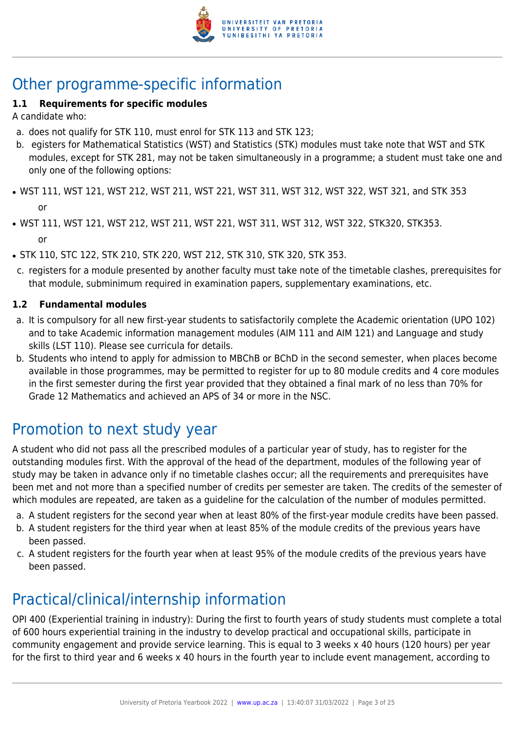## Other programme-specific information

**1.1 Requirements for specific modules**

A candidate who:

a. does not qualify for STK 110, must enrol for STK 113 and STK 123;
b. egisters for Mathematical Statistics (WST) and Statistics (STK) modules must take note that WST and STK modules, except for STK 281, may not be taken simultaneously in a programme; a student must take one and only one of the following options:

- WST 111, WST 121, WST 212, WST 211, WST 221, WST 311, WST 312, WST 322, WST 321, and STK 353

  or

- WST 111, WST 121, WST 212, WST 211, WST 221, WST 311, WST 312, WST 322, STK320, STK353.

  or

- STK 110, STC 122, STK 210, STK 220, WST 212, STK 310, STK 320, STK 353.

c. registers for a module presented by another faculty must take note of the timetable clashes, prerequisites for that module, subminimum required in examination papers, supplementary examinations, etc.

**1.2 Fundamental modules**

a. It is compulsory for all new first-year students to satisfactorily complete the Academic orientation (UPO 102) and to take Academic information management modules (AIM 111 and AIM 121) and Language and study skills (LST 110). Please see curricula for details.
b. Students who intend to apply for admission to MBChB or BChD in the second semester, when places become available in those programmes, may be permitted to register for up to 80 module credits and 4 core modules in the first semester during the first year provided that they obtained a final mark of no less than 70% for Grade 12 Mathematics and achieved an APS of 34 or more in the NSC.

## Promotion to next study year

A student who did not pass all the prescribed modules of a particular year of study, has to register for the outstanding modules first. With the approval of the head of the department, modules of the following year of study may be taken in advance only if no timetable clashes occur; all the requirements and prerequisites have been met and not more than a specified number of credits per semester are taken. The credits of the semester of which modules are repeated, are taken as a guideline for the calculation of the number of modules permitted.

a. A student registers for the second year when at least 80% of the first-year module credits have been passed.
b. A student registers for the third year when at least 85% of the module credits of the previous years have been passed.
c. A student registers for the fourth year when at least 95% of the module credits of the previous years have been passed.

## Practical/clinical/internship information

OPI 400 (Experiential training in industry): During the first to fourth years of study students must complete a total of 600 hours experiential training in the industry to develop practical and occupational skills, participate in community engagement and provide service learning. This is equal to 3 weeks x 40 hours (120 hours) per year for the first to third year and 6 weeks x 40 hours in the fourth year to include event management, according to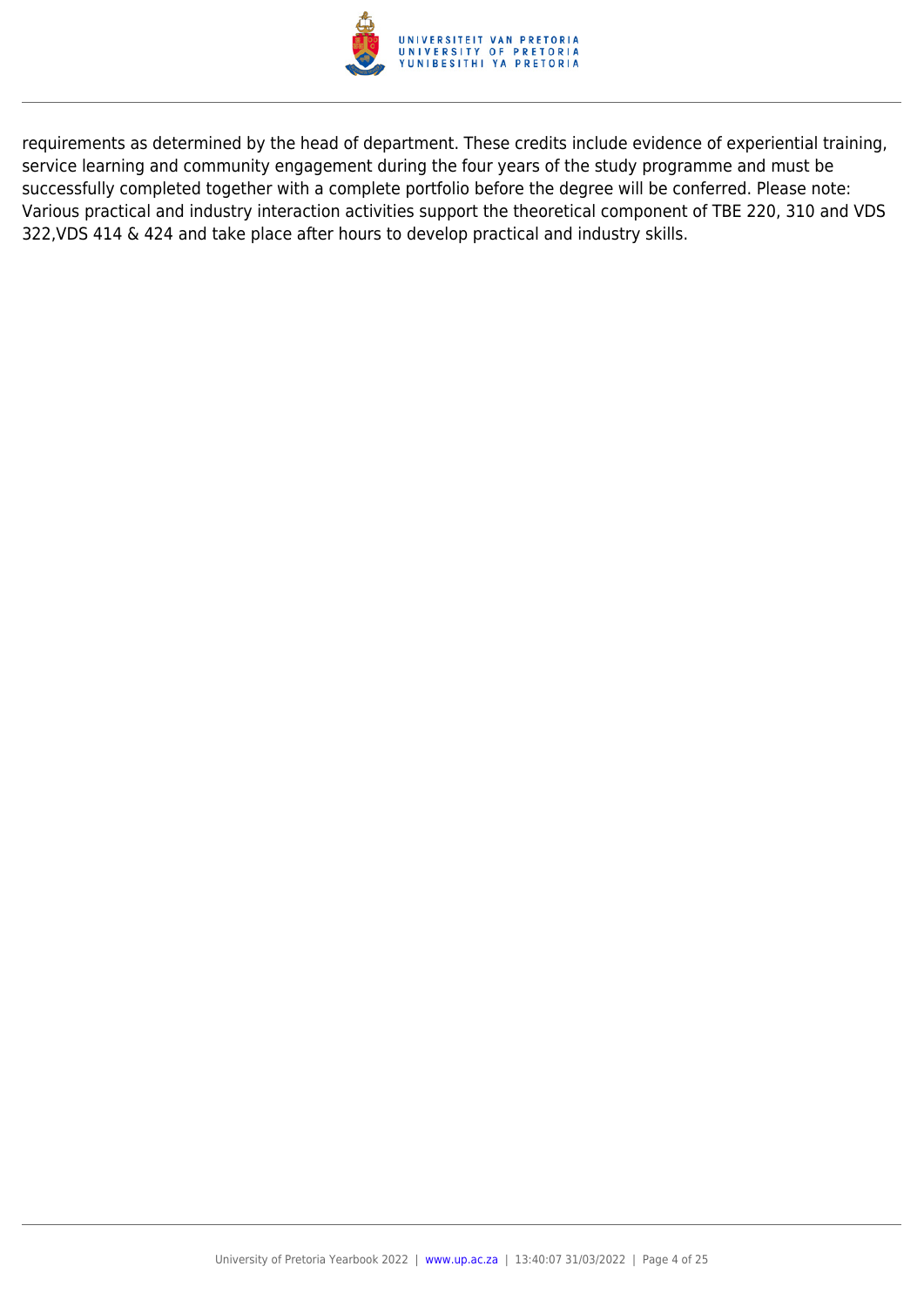requirements as determined by the head of department. These credits include evidence of experiential training, service learning and community engagement during the four years of the study programme and must be successfully completed together with a complete portfolio before the degree will be conferred. Please note: Various practical and industry interaction activities support the theoretical component of TBE 220, 310 and VDS 322,VDS 414 & 424 and take place after hours to develop practical and industry skills.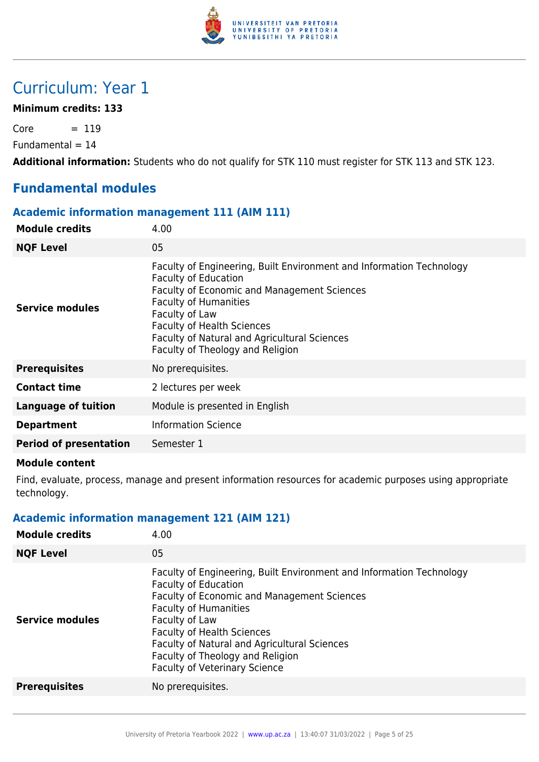# Curriculum: Year 1

**Minimum credits: 133**

Core = 119

Fundamental = 14

**Additional information:** Students who do not qualify for STK 110 must register for STK 113 and STK 123.

## Fundamental modules

### Academic information management 111 (AIM 111)

| | |
|---|---|
| **Module credits** | 4.00 |
| **NQF Level** | 05 |
| **Service modules** | Faculty of Engineering, Built Environment and Information Technology<br>Faculty of Education<br>Faculty of Economic and Management Sciences<br>Faculty of Humanities<br>Faculty of Law<br>Faculty of Health Sciences<br>Faculty of Natural and Agricultural Sciences<br>Faculty of Theology and Religion |
| **Prerequisites** | No prerequisites. |
| **Contact time** | 2 lectures per week |
| **Language of tuition** | Module is presented in English |
| **Department** | Information Science |
| **Period of presentation** | Semester 1 |

**Module content**

Find, evaluate, process, manage and present information resources for academic purposes using appropriate technology.

### Academic information management 121 (AIM 121)

| | |
|---|---|
| **Module credits** | 4.00 |
| **NQF Level** | 05 |
| **Service modules** | Faculty of Engineering, Built Environment and Information Technology<br>Faculty of Education<br>Faculty of Economic and Management Sciences<br>Faculty of Humanities<br>Faculty of Law<br>Faculty of Health Sciences<br>Faculty of Natural and Agricultural Sciences<br>Faculty of Theology and Religion<br>Faculty of Veterinary Science |
| **Prerequisites** | No prerequisites. |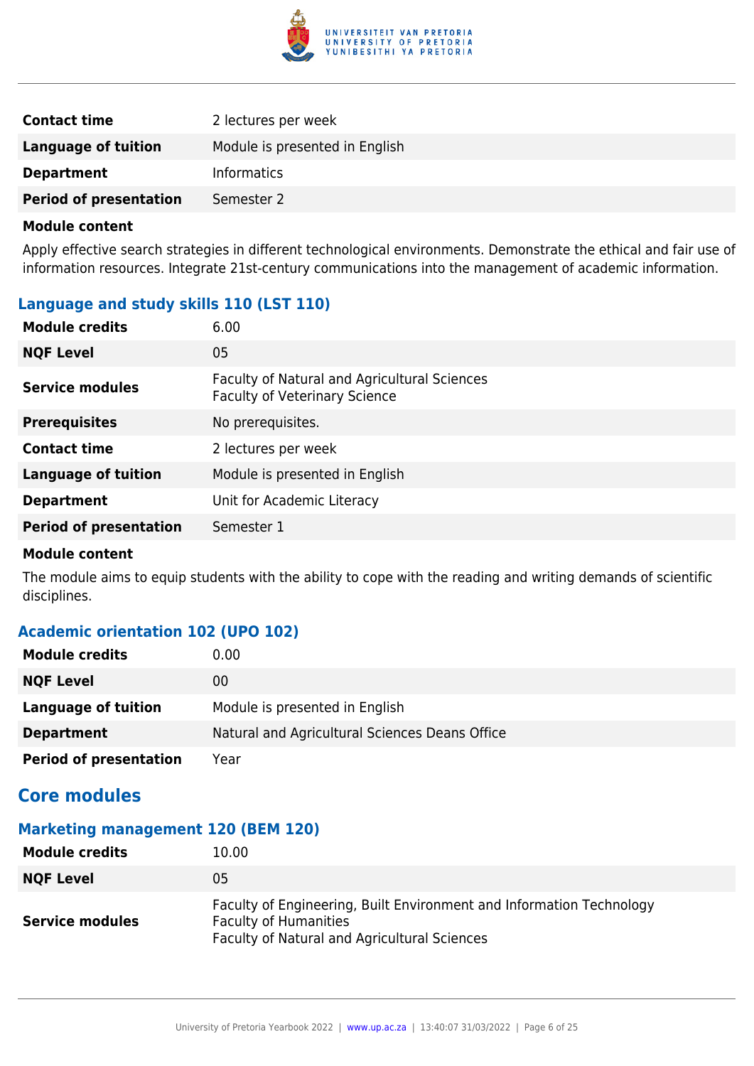| | |
|---|---|
| **Contact time** | 2 lectures per week |
| **Language of tuition** | Module is presented in English |
| **Department** | Informatics |
| **Period of presentation** | Semester 2 |

**Module content**

Apply effective search strategies in different technological environments. Demonstrate the ethical and fair use of information resources. Integrate 21st-century communications into the management of academic information.

### Language and study skills 110 (LST 110)

| | |
|---|---|
| **Module credits** | 6.00 |
| **NQF Level** | 05 |
| **Service modules** | Faculty of Natural and Agricultural Sciences<br>Faculty of Veterinary Science |
| **Prerequisites** | No prerequisites. |
| **Contact time** | 2 lectures per week |
| **Language of tuition** | Module is presented in English |
| **Department** | Unit for Academic Literacy |
| **Period of presentation** | Semester 1 |

**Module content**

The module aims to equip students with the ability to cope with the reading and writing demands of scientific disciplines.

### Academic orientation 102 (UPO 102)

| | |
|---|---|
| **Module credits** | 0.00 |
| **NQF Level** | 00 |
| **Language of tuition** | Module is presented in English |
| **Department** | Natural and Agricultural Sciences Deans Office |
| **Period of presentation** | Year |

## Core modules

### Marketing management 120 (BEM 120)

| | |
|---|---|
| **Module credits** | 10.00 |
| **NQF Level** | 05 |
| **Service modules** | Faculty of Engineering, Built Environment and Information Technology<br>Faculty of Humanities<br>Faculty of Natural and Agricultural Sciences |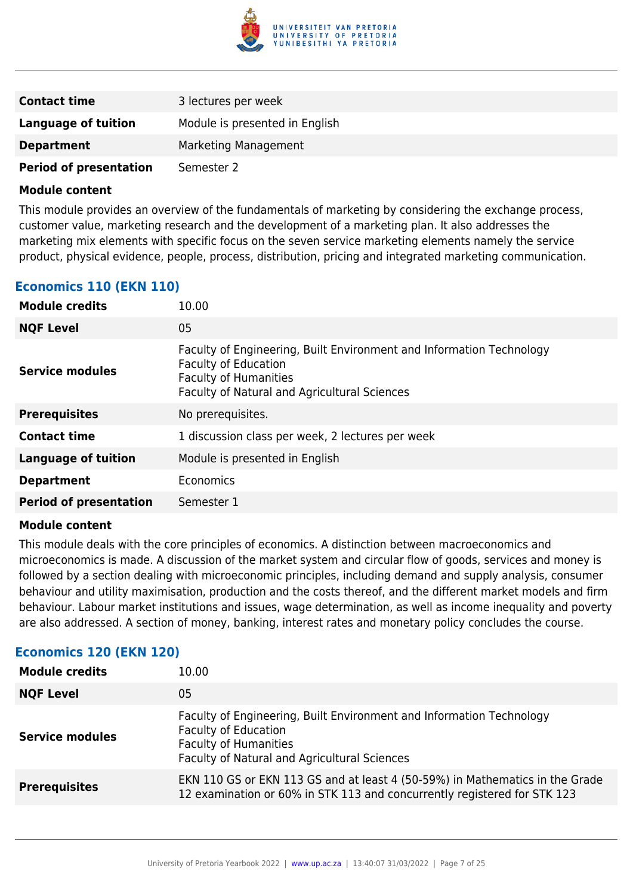| | |
|---|---|
| **Contact time** | 3 lectures per week |
| **Language of tuition** | Module is presented in English |
| **Department** | Marketing Management |
| **Period of presentation** | Semester 2 |

**Module content**

This module provides an overview of the fundamentals of marketing by considering the exchange process, customer value, marketing research and the development of a marketing plan. It also addresses the marketing mix elements with specific focus on the seven service marketing elements namely the service product, physical evidence, people, process, distribution, pricing and integrated marketing communication.

### Economics 110 (EKN 110)

| | |
|---|---|
| **Module credits** | 10.00 |
| **NQF Level** | 05 |
| **Service modules** | Faculty of Engineering, Built Environment and Information Technology<br>Faculty of Education<br>Faculty of Humanities<br>Faculty of Natural and Agricultural Sciences |
| **Prerequisites** | No prerequisites. |
| **Contact time** | 1 discussion class per week, 2 lectures per week |
| **Language of tuition** | Module is presented in English |
| **Department** | Economics |
| **Period of presentation** | Semester 1 |

**Module content**

This module deals with the core principles of economics. A distinction between macroeconomics and microeconomics is made. A discussion of the market system and circular flow of goods, services and money is followed by a section dealing with microeconomic principles, including demand and supply analysis, consumer behaviour and utility maximisation, production and the costs thereof, and the different market models and firm behaviour. Labour market institutions and issues, wage determination, as well as income inequality and poverty are also addressed. A section of money, banking, interest rates and monetary policy concludes the course.

### Economics 120 (EKN 120)

| | |
|---|---|
| **Module credits** | 10.00 |
| **NQF Level** | 05 |
| **Service modules** | Faculty of Engineering, Built Environment and Information Technology<br>Faculty of Education<br>Faculty of Humanities<br>Faculty of Natural and Agricultural Sciences |
| **Prerequisites** | EKN 110 GS or EKN 113 GS and at least 4 (50-59%) in Mathematics in the Grade 12 examination or 60% in STK 113 and concurrently registered for STK 123 |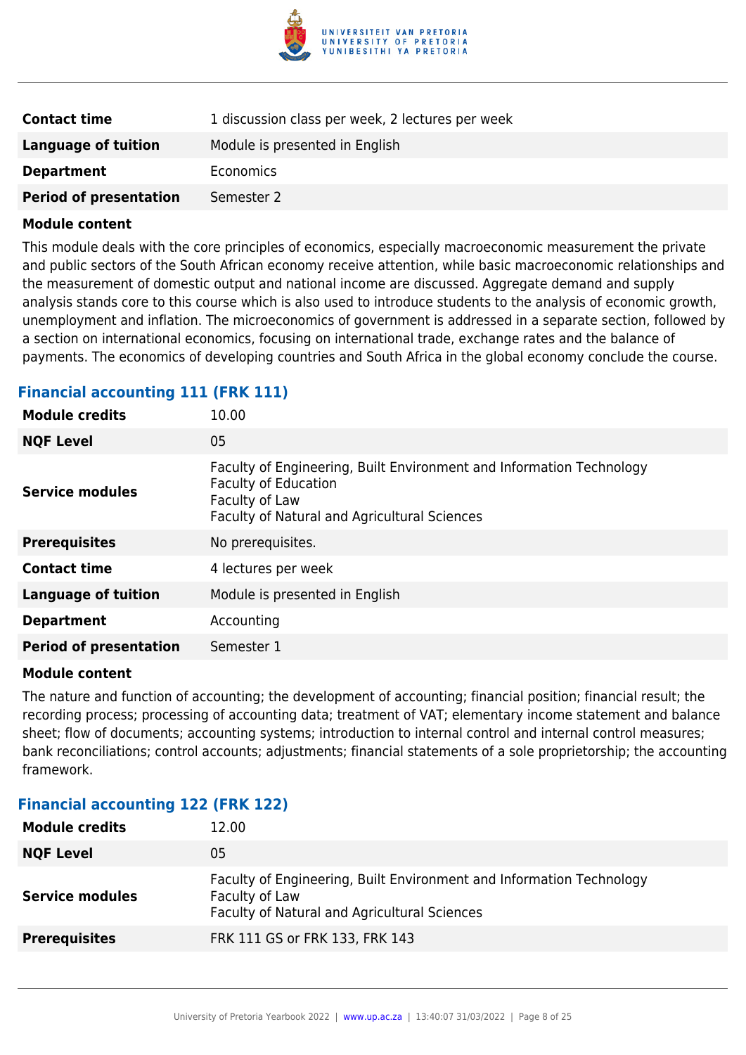| | |
|---|---|
| **Contact time** | 1 discussion class per week, 2 lectures per week |
| **Language of tuition** | Module is presented in English |
| **Department** | Economics |
| **Period of presentation** | Semester 2 |

**Module content**

This module deals with the core principles of economics, especially macroeconomic measurement the private and public sectors of the South African economy receive attention, while basic macroeconomic relationships and the measurement of domestic output and national income are discussed. Aggregate demand and supply analysis stands core to this course which is also used to introduce students to the analysis of economic growth, unemployment and inflation. The microeconomics of government is addressed in a separate section, followed by a section on international economics, focusing on international trade, exchange rates and the balance of payments. The economics of developing countries and South Africa in the global economy conclude the course.

### Financial accounting 111 (FRK 111)

| | |
|---|---|
| **Module credits** | 10.00 |
| **NQF Level** | 05 |
| **Service modules** | Faculty of Engineering, Built Environment and Information Technology<br>Faculty of Education<br>Faculty of Law<br>Faculty of Natural and Agricultural Sciences |
| **Prerequisites** | No prerequisites. |
| **Contact time** | 4 lectures per week |
| **Language of tuition** | Module is presented in English |
| **Department** | Accounting |
| **Period of presentation** | Semester 1 |

**Module content**

The nature and function of accounting; the development of accounting; financial position; financial result; the recording process; processing of accounting data; treatment of VAT; elementary income statement and balance sheet; flow of documents; accounting systems; introduction to internal control and internal control measures; bank reconciliations; control accounts; adjustments; financial statements of a sole proprietorship; the accounting framework.

### Financial accounting 122 (FRK 122)

| | |
|---|---|
| **Module credits** | 12.00 |
| **NQF Level** | 05 |
| **Service modules** | Faculty of Engineering, Built Environment and Information Technology<br>Faculty of Law<br>Faculty of Natural and Agricultural Sciences |
| **Prerequisites** | FRK 111 GS or FRK 133, FRK 143 |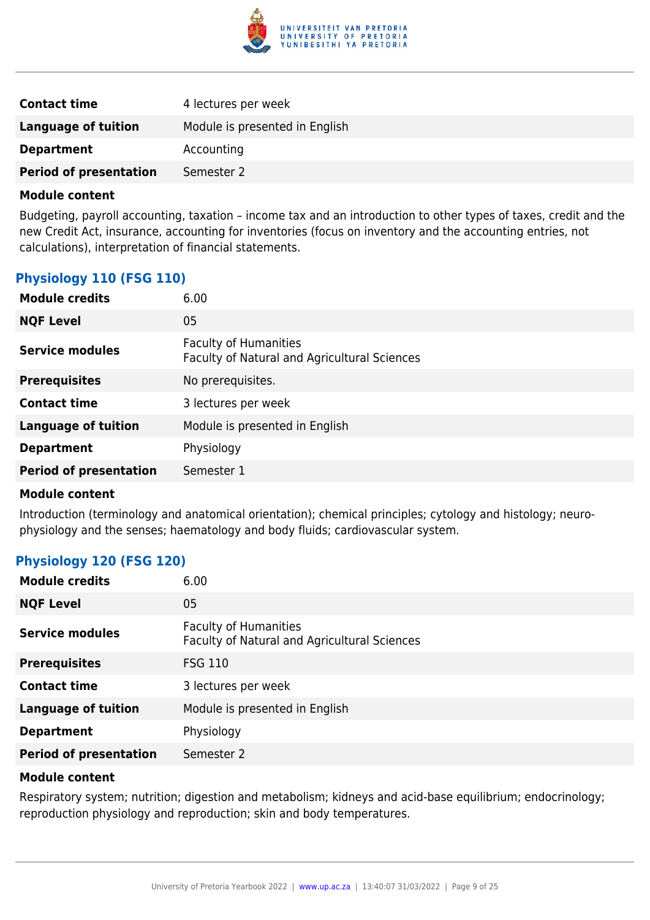| | |
|---|---|
| **Contact time** | 4 lectures per week |
| **Language of tuition** | Module is presented in English |
| **Department** | Accounting |
| **Period of presentation** | Semester 2 |

**Module content**

Budgeting, payroll accounting, taxation – income tax and an introduction to other types of taxes, credit and the new Credit Act, insurance, accounting for inventories (focus on inventory and the accounting entries, not calculations), interpretation of financial statements.

### Physiology 110 (FSG 110)

| | |
|---|---|
| **Module credits** | 6.00 |
| **NQF Level** | 05 |
| **Service modules** | Faculty of Humanities<br>Faculty of Natural and Agricultural Sciences |
| **Prerequisites** | No prerequisites. |
| **Contact time** | 3 lectures per week |
| **Language of tuition** | Module is presented in English |
| **Department** | Physiology |
| **Period of presentation** | Semester 1 |

**Module content**

Introduction (terminology and anatomical orientation); chemical principles; cytology and histology; neuro-physiology and the senses; haematology and body fluids; cardiovascular system.

### Physiology 120 (FSG 120)

| | |
|---|---|
| **Module credits** | 6.00 |
| **NQF Level** | 05 |
| **Service modules** | Faculty of Humanities<br>Faculty of Natural and Agricultural Sciences |
| **Prerequisites** | FSG 110 |
| **Contact time** | 3 lectures per week |
| **Language of tuition** | Module is presented in English |
| **Department** | Physiology |
| **Period of presentation** | Semester 2 |

**Module content**

Respiratory system; nutrition; digestion and metabolism; kidneys and acid-base equilibrium; endocrinology; reproduction physiology and reproduction; skin and body temperatures.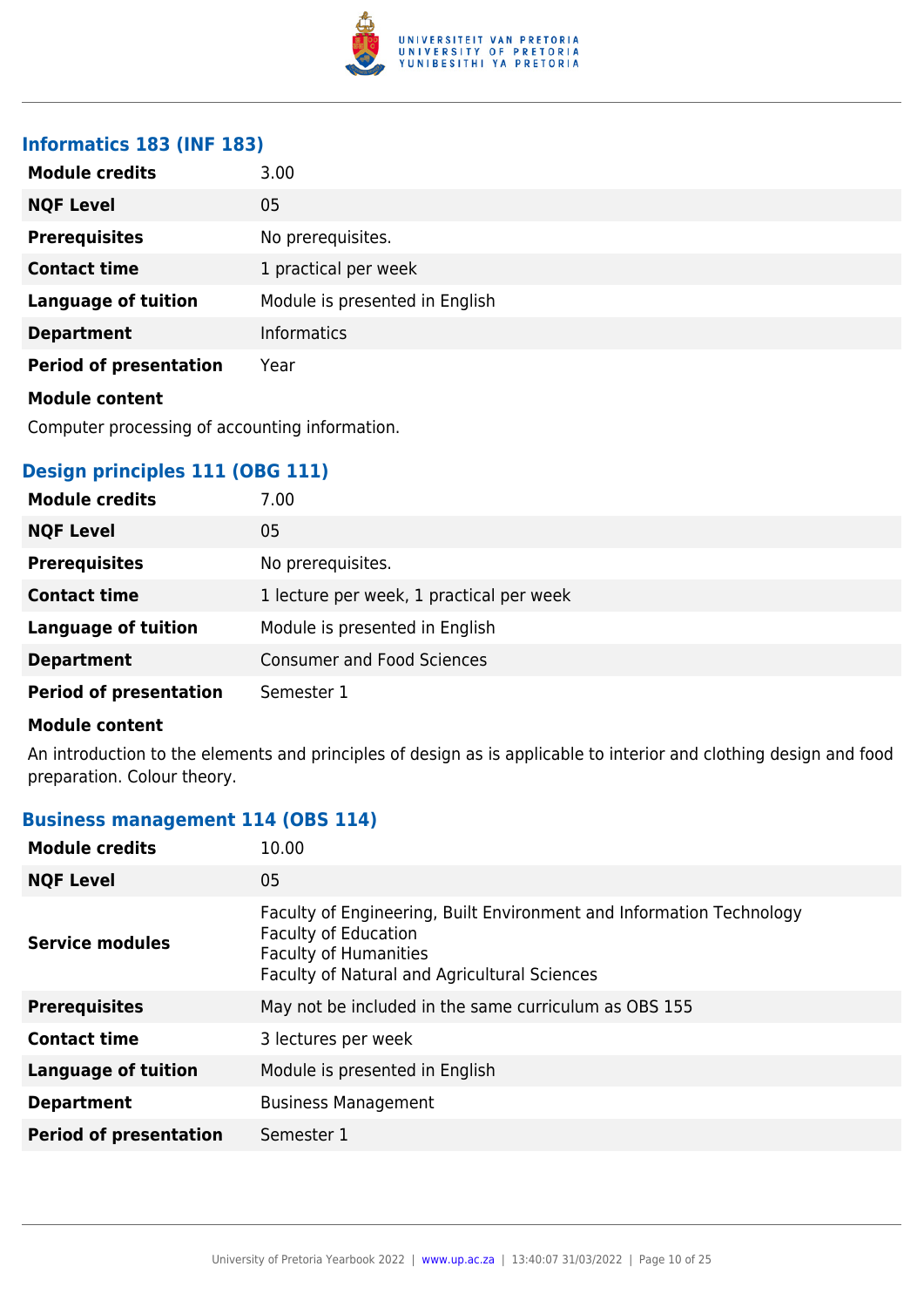### Informatics 183 (INF 183)

| | |
|---|---|
| **Module credits** | 3.00 |
| **NQF Level** | 05 |
| **Prerequisites** | No prerequisites. |
| **Contact time** | 1 practical per week |
| **Language of tuition** | Module is presented in English |
| **Department** | Informatics |
| **Period of presentation** | Year |

**Module content**

Computer processing of accounting information.

### Design principles 111 (OBG 111)

| | |
|---|---|
| **Module credits** | 7.00 |
| **NQF Level** | 05 |
| **Prerequisites** | No prerequisites. |
| **Contact time** | 1 lecture per week, 1 practical per week |
| **Language of tuition** | Module is presented in English |
| **Department** | Consumer and Food Sciences |
| **Period of presentation** | Semester 1 |

**Module content**

An introduction to the elements and principles of design as is applicable to interior and clothing design and food preparation. Colour theory.

### Business management 114 (OBS 114)

| | |
|---|---|
| **Module credits** | 10.00 |
| **NQF Level** | 05 |
| **Service modules** | Faculty of Engineering, Built Environment and Information Technology<br>Faculty of Education<br>Faculty of Humanities<br>Faculty of Natural and Agricultural Sciences |
| **Prerequisites** | May not be included in the same curriculum as OBS 155 |
| **Contact time** | 3 lectures per week |
| **Language of tuition** | Module is presented in English |
| **Department** | Business Management |
| **Period of presentation** | Semester 1 |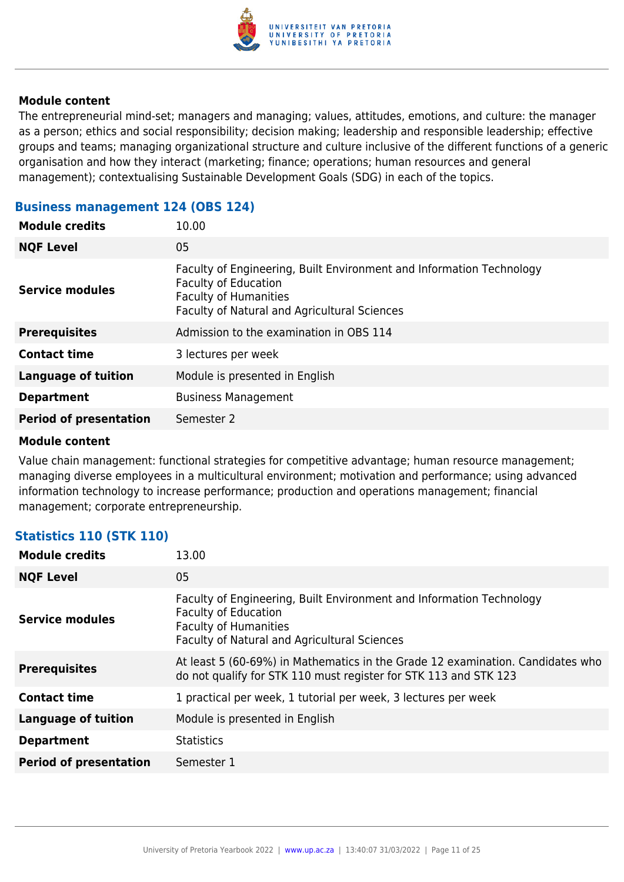**Module content**

The entrepreneurial mind-set; managers and managing; values, attitudes, emotions, and culture: the manager as a person; ethics and social responsibility; decision making; leadership and responsible leadership; effective groups and teams; managing organizational structure and culture inclusive of the different functions of a generic organisation and how they interact (marketing; finance; operations; human resources and general management); contextualising Sustainable Development Goals (SDG) in each of the topics.

### Business management 124 (OBS 124)

| | |
|---|---|
| **Module credits** | 10.00 |
| **NQF Level** | 05 |
| **Service modules** | Faculty of Engineering, Built Environment and Information Technology<br>Faculty of Education<br>Faculty of Humanities<br>Faculty of Natural and Agricultural Sciences |
| **Prerequisites** | Admission to the examination in OBS 114 |
| **Contact time** | 3 lectures per week |
| **Language of tuition** | Module is presented in English |
| **Department** | Business Management |
| **Period of presentation** | Semester 2 |

**Module content**

Value chain management: functional strategies for competitive advantage; human resource management; managing diverse employees in a multicultural environment; motivation and performance; using advanced information technology to increase performance; production and operations management; financial management; corporate entrepreneurship.

### Statistics 110 (STK 110)

| | |
|---|---|
| **Module credits** | 13.00 |
| **NQF Level** | 05 |
| **Service modules** | Faculty of Engineering, Built Environment and Information Technology<br>Faculty of Education<br>Faculty of Humanities<br>Faculty of Natural and Agricultural Sciences |
| **Prerequisites** | At least 5 (60-69%) in Mathematics in the Grade 12 examination. Candidates who do not qualify for STK 110 must register for STK 113 and STK 123 |
| **Contact time** | 1 practical per week, 1 tutorial per week, 3 lectures per week |
| **Language of tuition** | Module is presented in English |
| **Department** | Statistics |
| **Period of presentation** | Semester 1 |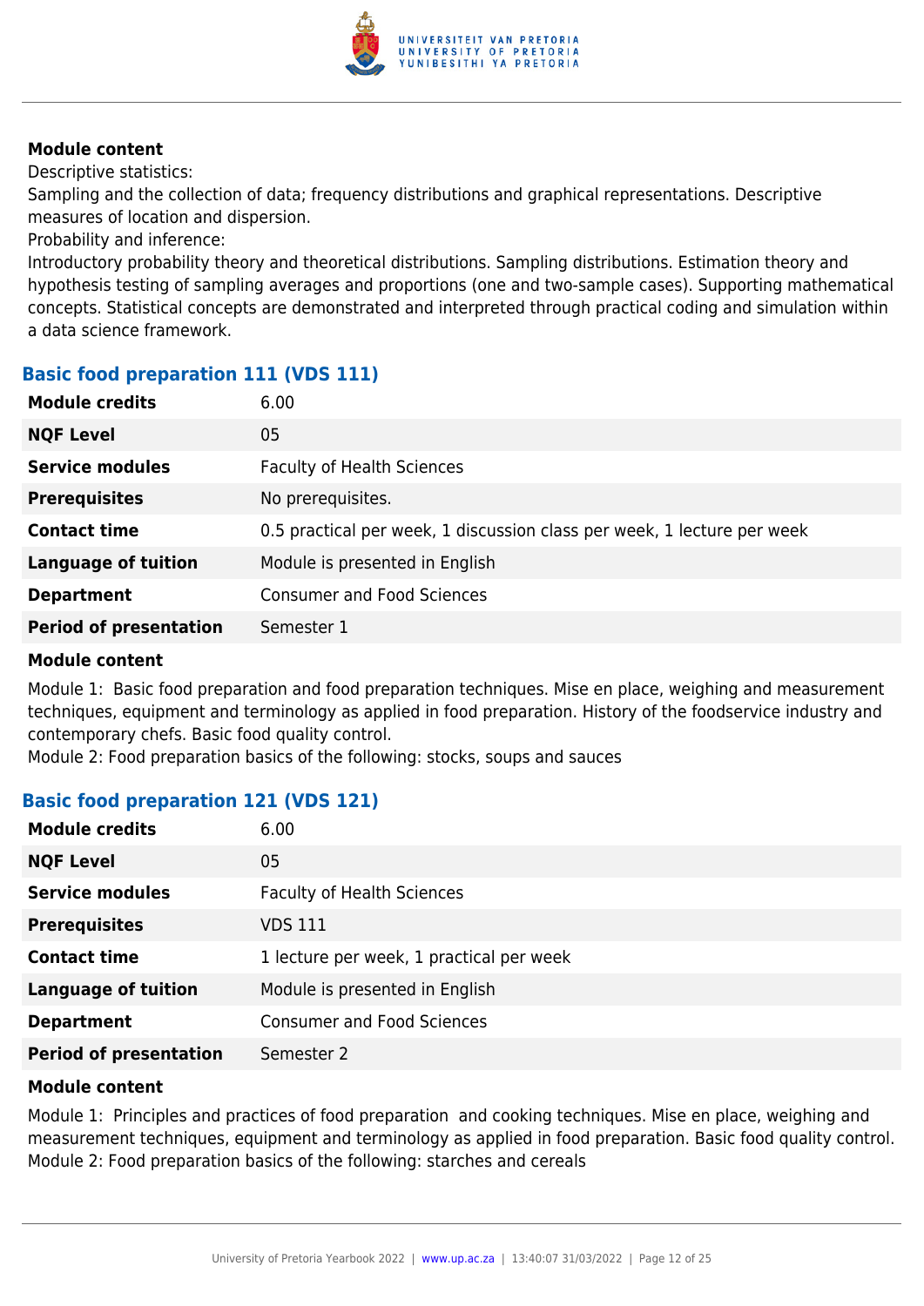**Module content**

Descriptive statistics:

Sampling and the collection of data; frequency distributions and graphical representations. Descriptive measures of location and dispersion.

Probability and inference:

Introductory probability theory and theoretical distributions. Sampling distributions. Estimation theory and hypothesis testing of sampling averages and proportions (one and two-sample cases). Supporting mathematical concepts. Statistical concepts are demonstrated and interpreted through practical coding and simulation within a data science framework.

### Basic food preparation 111 (VDS 111)

| | |
|---|---|
| **Module credits** | 6.00 |
| **NQF Level** | 05 |
| **Service modules** | Faculty of Health Sciences |
| **Prerequisites** | No prerequisites. |
| **Contact time** | 0.5 practical per week, 1 discussion class per week, 1 lecture per week |
| **Language of tuition** | Module is presented in English |
| **Department** | Consumer and Food Sciences |
| **Period of presentation** | Semester 1 |

**Module content**

Module 1: Basic food preparation and food preparation techniques. Mise en place, weighing and measurement techniques, equipment and terminology as applied in food preparation. History of the foodservice industry and contemporary chefs. Basic food quality control.

Module 2: Food preparation basics of the following: stocks, soups and sauces

### Basic food preparation 121 (VDS 121)

| | |
|---|---|
| **Module credits** | 6.00 |
| **NQF Level** | 05 |
| **Service modules** | Faculty of Health Sciences |
| **Prerequisites** | VDS 111 |
| **Contact time** | 1 lecture per week, 1 practical per week |
| **Language of tuition** | Module is presented in English |
| **Department** | Consumer and Food Sciences |
| **Period of presentation** | Semester 2 |

**Module content**

Module 1: Principles and practices of food preparation and cooking techniques. Mise en place, weighing and measurement techniques, equipment and terminology as applied in food preparation. Basic food quality control.

Module 2: Food preparation basics of the following: starches and cereals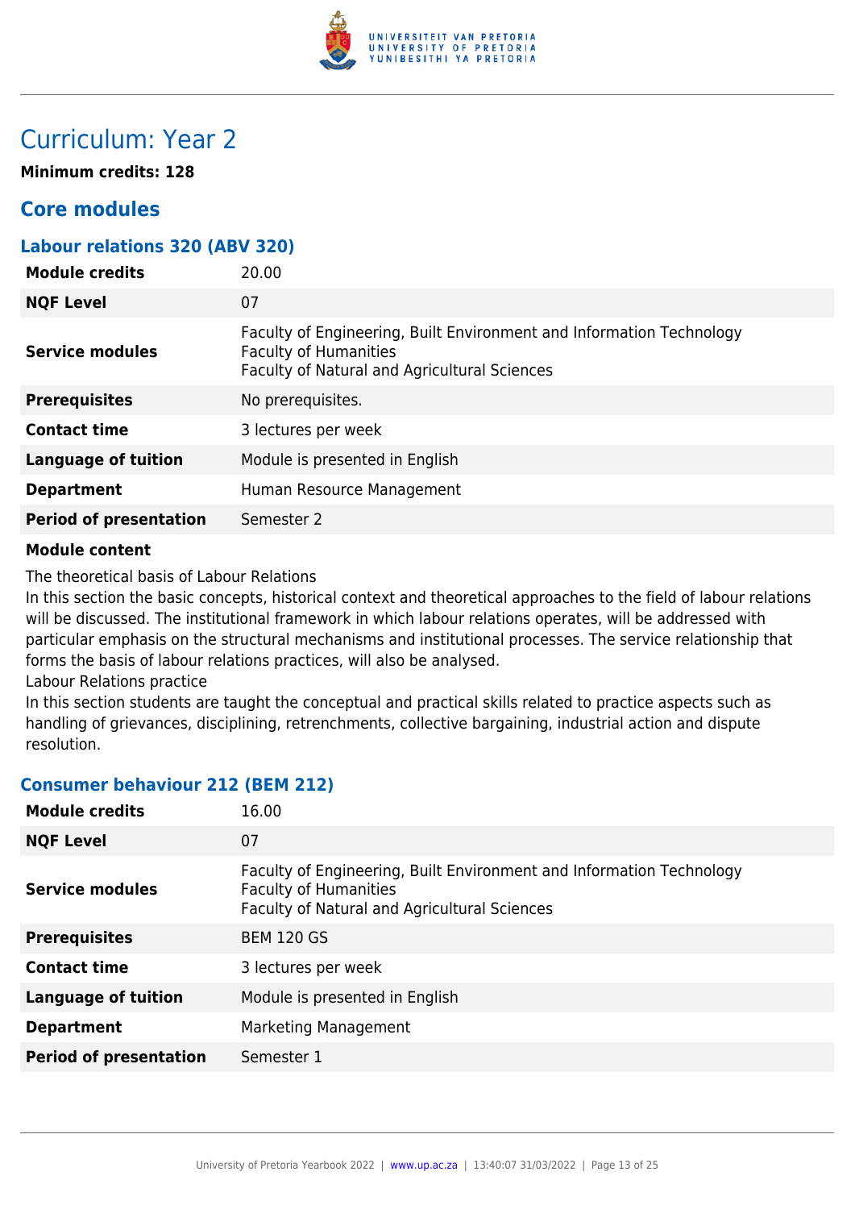# Curriculum: Year 2

**Minimum credits: 128**

## Core modules

### Labour relations 320 (ABV 320)

| | |
|---|---|
| **Module credits** | 20.00 |
| **NQF Level** | 07 |
| **Service modules** | Faculty of Engineering, Built Environment and Information Technology<br>Faculty of Humanities<br>Faculty of Natural and Agricultural Sciences |
| **Prerequisites** | No prerequisites. |
| **Contact time** | 3 lectures per week |
| **Language of tuition** | Module is presented in English |
| **Department** | Human Resource Management |
| **Period of presentation** | Semester 2 |

**Module content**

The theoretical basis of Labour Relations
In this section the basic concepts, historical context and theoretical approaches to the field of labour relations will be discussed. The institutional framework in which labour relations operates, will be addressed with particular emphasis on the structural mechanisms and institutional processes. The service relationship that forms the basis of labour relations practices, will also be analysed.
Labour Relations practice
In this section students are taught the conceptual and practical skills related to practice aspects such as handling of grievances, disciplining, retrenchments, collective bargaining, industrial action and dispute resolution.

### Consumer behaviour 212 (BEM 212)

| | |
|---|---|
| **Module credits** | 16.00 |
| **NQF Level** | 07 |
| **Service modules** | Faculty of Engineering, Built Environment and Information Technology<br>Faculty of Humanities<br>Faculty of Natural and Agricultural Sciences |
| **Prerequisites** | BEM 120 GS |
| **Contact time** | 3 lectures per week |
| **Language of tuition** | Module is presented in English |
| **Department** | Marketing Management |
| **Period of presentation** | Semester 1 |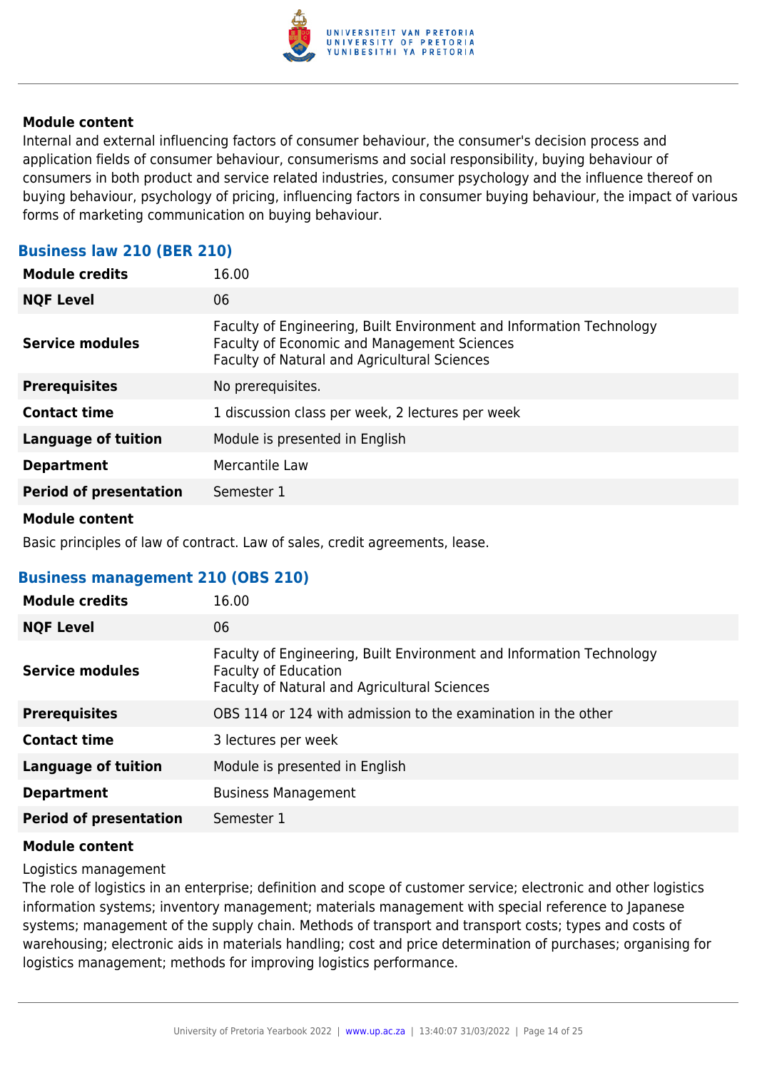**Module content**

Internal and external influencing factors of consumer behaviour, the consumer's decision process and application fields of consumer behaviour, consumerisms and social responsibility, buying behaviour of consumers in both product and service related industries, consumer psychology and the influence thereof on buying behaviour, psychology of pricing, influencing factors in consumer buying behaviour, the impact of various forms of marketing communication on buying behaviour.

### Business law 210 (BER 210)

| | |
|---|---|
| **Module credits** | 16.00 |
| **NQF Level** | 06 |
| **Service modules** | Faculty of Engineering, Built Environment and Information Technology<br>Faculty of Economic and Management Sciences<br>Faculty of Natural and Agricultural Sciences |
| **Prerequisites** | No prerequisites. |
| **Contact time** | 1 discussion class per week, 2 lectures per week |
| **Language of tuition** | Module is presented in English |
| **Department** | Mercantile Law |
| **Period of presentation** | Semester 1 |

**Module content**

Basic principles of law of contract. Law of sales, credit agreements, lease.

### Business management 210 (OBS 210)

| | |
|---|---|
| **Module credits** | 16.00 |
| **NQF Level** | 06 |
| **Service modules** | Faculty of Engineering, Built Environment and Information Technology<br>Faculty of Education<br>Faculty of Natural and Agricultural Sciences |
| **Prerequisites** | OBS 114 or 124 with admission to the examination in the other |
| **Contact time** | 3 lectures per week |
| **Language of tuition** | Module is presented in English |
| **Department** | Business Management |
| **Period of presentation** | Semester 1 |

**Module content**

Logistics management

The role of logistics in an enterprise; definition and scope of customer service; electronic and other logistics information systems; inventory management; materials management with special reference to Japanese systems; management of the supply chain. Methods of transport and transport costs; types and costs of warehousing; electronic aids in materials handling; cost and price determination of purchases; organising for logistics management; methods for improving logistics performance.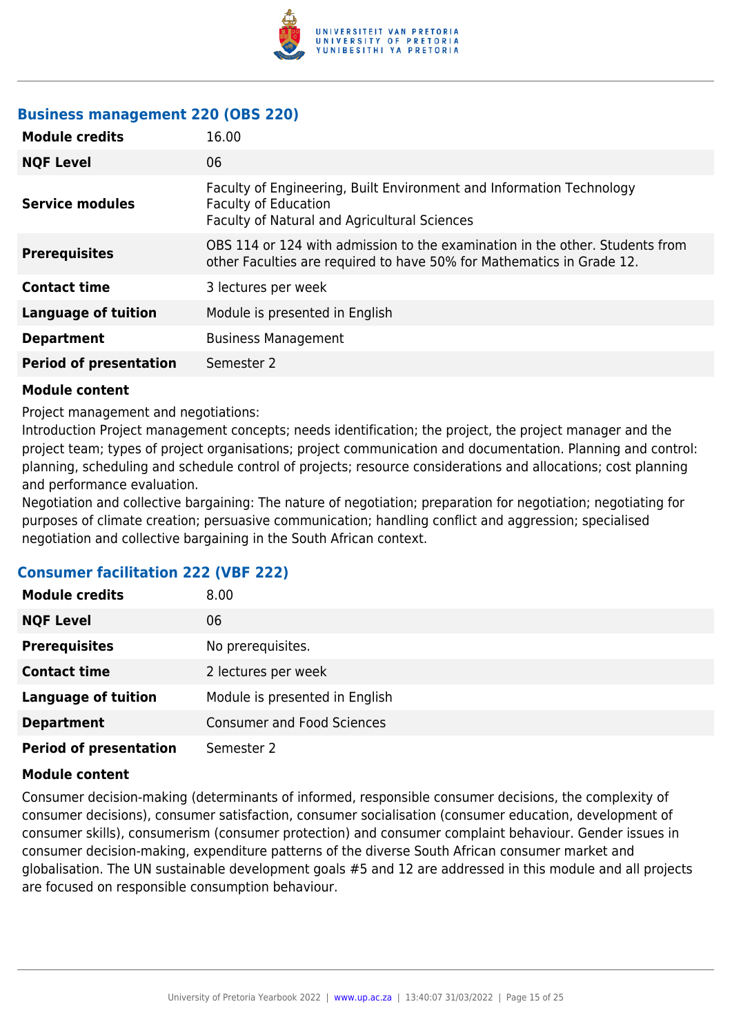### Business management 220 (OBS 220)

| | |
|---|---|
| **Module credits** | 16.00 |
| **NQF Level** | 06 |
| **Service modules** | Faculty of Engineering, Built Environment and Information Technology<br>Faculty of Education<br>Faculty of Natural and Agricultural Sciences |
| **Prerequisites** | OBS 114 or 124 with admission to the examination in the other. Students from other Faculties are required to have 50% for Mathematics in Grade 12. |
| **Contact time** | 3 lectures per week |
| **Language of tuition** | Module is presented in English |
| **Department** | Business Management |
| **Period of presentation** | Semester 2 |

**Module content**

Project management and negotiations:
Introduction Project management concepts; needs identification; the project, the project manager and the project team; types of project organisations; project communication and documentation. Planning and control: planning, scheduling and schedule control of projects; resource considerations and allocations; cost planning and performance evaluation.
Negotiation and collective bargaining: The nature of negotiation; preparation for negotiation; negotiating for purposes of climate creation; persuasive communication; handling conflict and aggression; specialised negotiation and collective bargaining in the South African context.

### Consumer facilitation 222 (VBF 222)

| | |
|---|---|
| **Module credits** | 8.00 |
| **NQF Level** | 06 |
| **Prerequisites** | No prerequisites. |
| **Contact time** | 2 lectures per week |
| **Language of tuition** | Module is presented in English |
| **Department** | Consumer and Food Sciences |
| **Period of presentation** | Semester 2 |

**Module content**

Consumer decision-making (determinants of informed, responsible consumer decisions, the complexity of consumer decisions), consumer satisfaction, consumer socialisation (consumer education, development of consumer skills), consumerism (consumer protection) and consumer complaint behaviour. Gender issues in consumer decision-making, expenditure patterns of the diverse South African consumer market and globalisation. The UN sustainable development goals #5 and 12 are addressed in this module and all projects are focused on responsible consumption behaviour.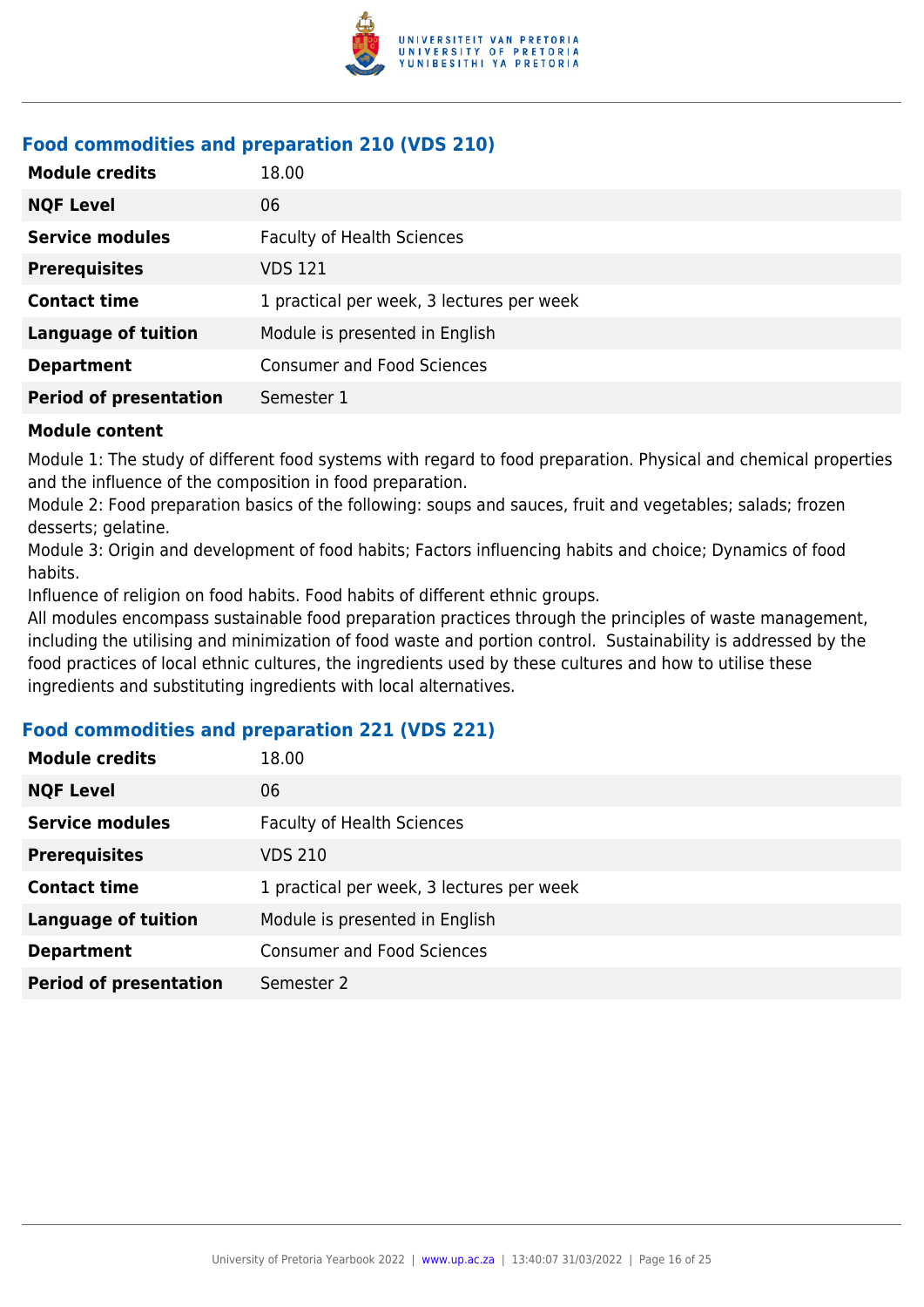### Food commodities and preparation 210 (VDS 210)

| | |
|---|---|
| **Module credits** | 18.00 |
| **NQF Level** | 06 |
| **Service modules** | Faculty of Health Sciences |
| **Prerequisites** | VDS 121 |
| **Contact time** | 1 practical per week, 3 lectures per week |
| **Language of tuition** | Module is presented in English |
| **Department** | Consumer and Food Sciences |
| **Period of presentation** | Semester 1 |

**Module content**

Module 1: The study of different food systems with regard to food preparation. Physical and chemical properties and the influence of the composition in food preparation.
Module 2: Food preparation basics of the following: soups and sauces, fruit and vegetables; salads; frozen desserts; gelatine.
Module 3: Origin and development of food habits; Factors influencing habits and choice; Dynamics of food habits.
Influence of religion on food habits. Food habits of different ethnic groups.
All modules encompass sustainable food preparation practices through the principles of waste management, including the utilising and minimization of food waste and portion control. Sustainability is addressed by the food practices of local ethnic cultures, the ingredients used by these cultures and how to utilise these ingredients and substituting ingredients with local alternatives.

### Food commodities and preparation 221 (VDS 221)

| | |
|---|---|
| **Module credits** | 18.00 |
| **NQF Level** | 06 |
| **Service modules** | Faculty of Health Sciences |
| **Prerequisites** | VDS 210 |
| **Contact time** | 1 practical per week, 3 lectures per week |
| **Language of tuition** | Module is presented in English |
| **Department** | Consumer and Food Sciences |
| **Period of presentation** | Semester 2 |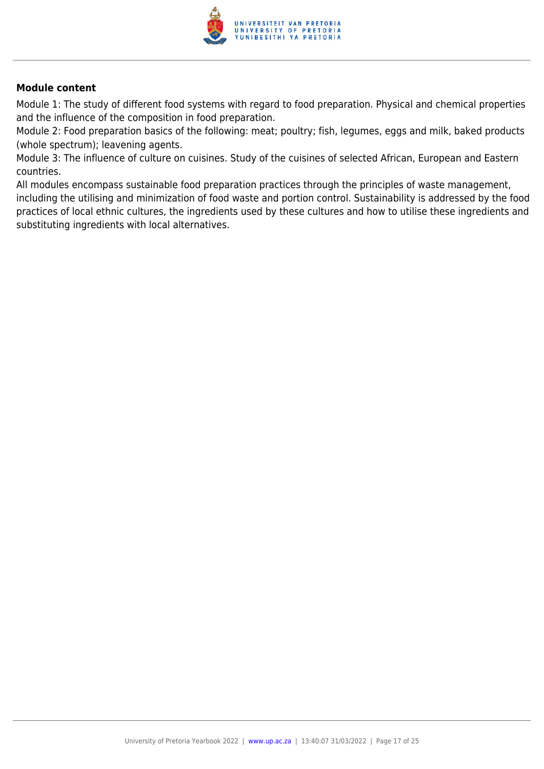**Module content**

Module 1: The study of different food systems with regard to food preparation. Physical and chemical properties and the influence of the composition in food preparation.
Module 2: Food preparation basics of the following: meat; poultry; fish, legumes, eggs and milk, baked products (whole spectrum); leavening agents.
Module 3: The influence of culture on cuisines. Study of the cuisines of selected African, European and Eastern countries.
All modules encompass sustainable food preparation practices through the principles of waste management, including the utilising and minimization of food waste and portion control. Sustainability is addressed by the food practices of local ethnic cultures, the ingredients used by these cultures and how to utilise these ingredients and substituting ingredients with local alternatives.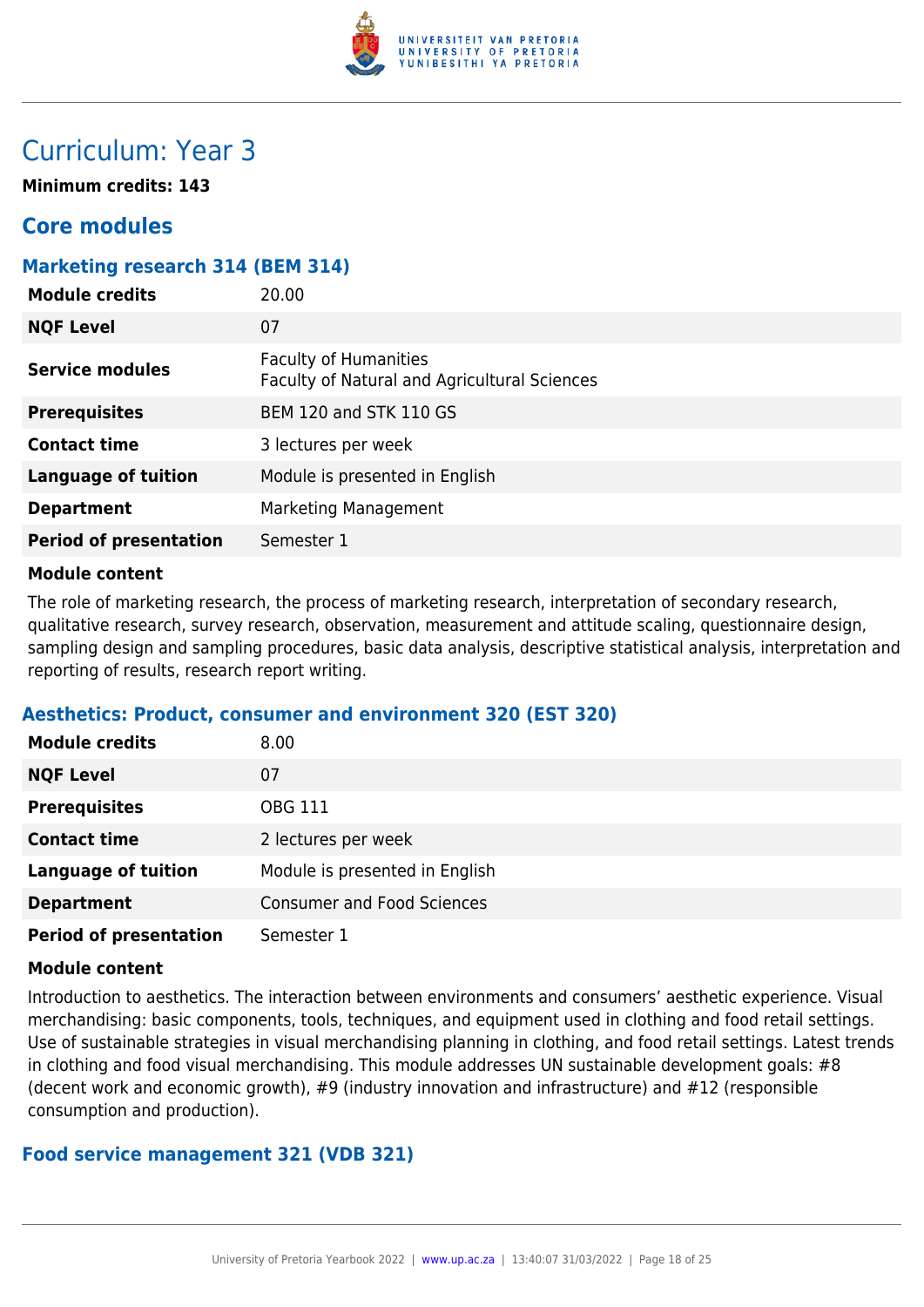# Curriculum: Year 3

**Minimum credits: 143**

## Core modules

### Marketing research 314 (BEM 314)

| | |
|---|---|
| **Module credits** | 20.00 |
| **NQF Level** | 07 |
| **Service modules** | Faculty of Humanities<br>Faculty of Natural and Agricultural Sciences |
| **Prerequisites** | BEM 120 and STK 110 GS |
| **Contact time** | 3 lectures per week |
| **Language of tuition** | Module is presented in English |
| **Department** | Marketing Management |
| **Period of presentation** | Semester 1 |

**Module content**

The role of marketing research, the process of marketing research, interpretation of secondary research, qualitative research, survey research, observation, measurement and attitude scaling, questionnaire design, sampling design and sampling procedures, basic data analysis, descriptive statistical analysis, interpretation and reporting of results, research report writing.

### Aesthetics: Product, consumer and environment 320 (EST 320)

| | |
|---|---|
| **Module credits** | 8.00 |
| **NQF Level** | 07 |
| **Prerequisites** | OBG 111 |
| **Contact time** | 2 lectures per week |
| **Language of tuition** | Module is presented in English |
| **Department** | Consumer and Food Sciences |
| **Period of presentation** | Semester 1 |

**Module content**

Introduction to aesthetics. The interaction between environments and consumers' aesthetic experience. Visual merchandising: basic components, tools, techniques, and equipment used in clothing and food retail settings. Use of sustainable strategies in visual merchandising planning in clothing, and food retail settings. Latest trends in clothing and food visual merchandising. This module addresses UN sustainable development goals: #8 (decent work and economic growth), #9 (industry innovation and infrastructure) and #12 (responsible consumption and production).

### Food service management 321 (VDB 321)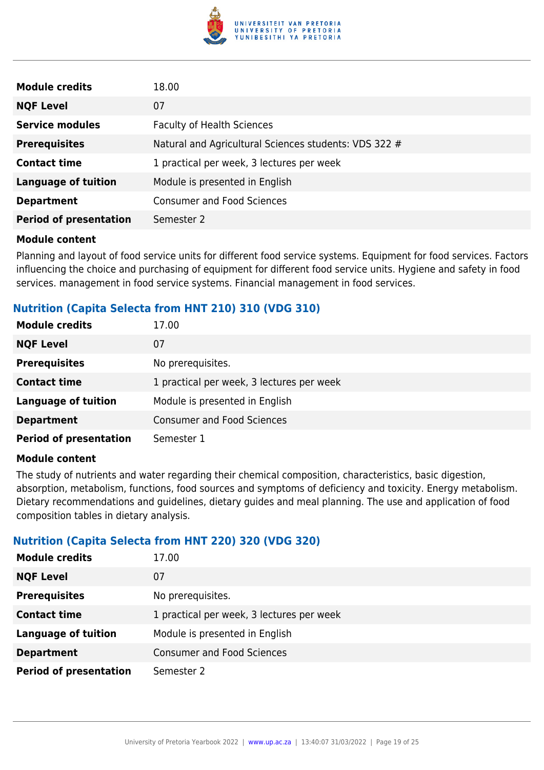| Module credits | 18.00 |
| --- | --- |
| NQF Level | 07 |
| Service modules | Faculty of Health Sciences |
| Prerequisites | Natural and Agricultural Sciences students: VDS 322 # |
| Contact time | 1 practical per week, 3 lectures per week |
| Language of tuition | Module is presented in English |
| Department | Consumer and Food Sciences |
| Period of presentation | Semester 2 |

**Module content**

Planning and layout of food service units for different food service systems. Equipment for food services. Factors influencing the choice and purchasing of equipment for different food service units. Hygiene and safety in food services. management in food service systems. Financial management in food services.

### Nutrition (Capita Selecta from HNT 210) 310 (VDG 310)

| Module credits | 17.00 |
| --- | --- |
| NQF Level | 07 |
| Prerequisites | No prerequisites. |
| Contact time | 1 practical per week, 3 lectures per week |
| Language of tuition | Module is presented in English |
| Department | Consumer and Food Sciences |
| Period of presentation | Semester 1 |

**Module content**

The study of nutrients and water regarding their chemical composition, characteristics, basic digestion, absorption, metabolism, functions, food sources and symptoms of deficiency and toxicity. Energy metabolism. Dietary recommendations and guidelines, dietary guides and meal planning. The use and application of food composition tables in dietary analysis.

### Nutrition (Capita Selecta from HNT 220) 320 (VDG 320)

| Module credits | 17.00 |
| --- | --- |
| NQF Level | 07 |
| Prerequisites | No prerequisites. |
| Contact time | 1 practical per week, 3 lectures per week |
| Language of tuition | Module is presented in English |
| Department | Consumer and Food Sciences |
| Period of presentation | Semester 2 |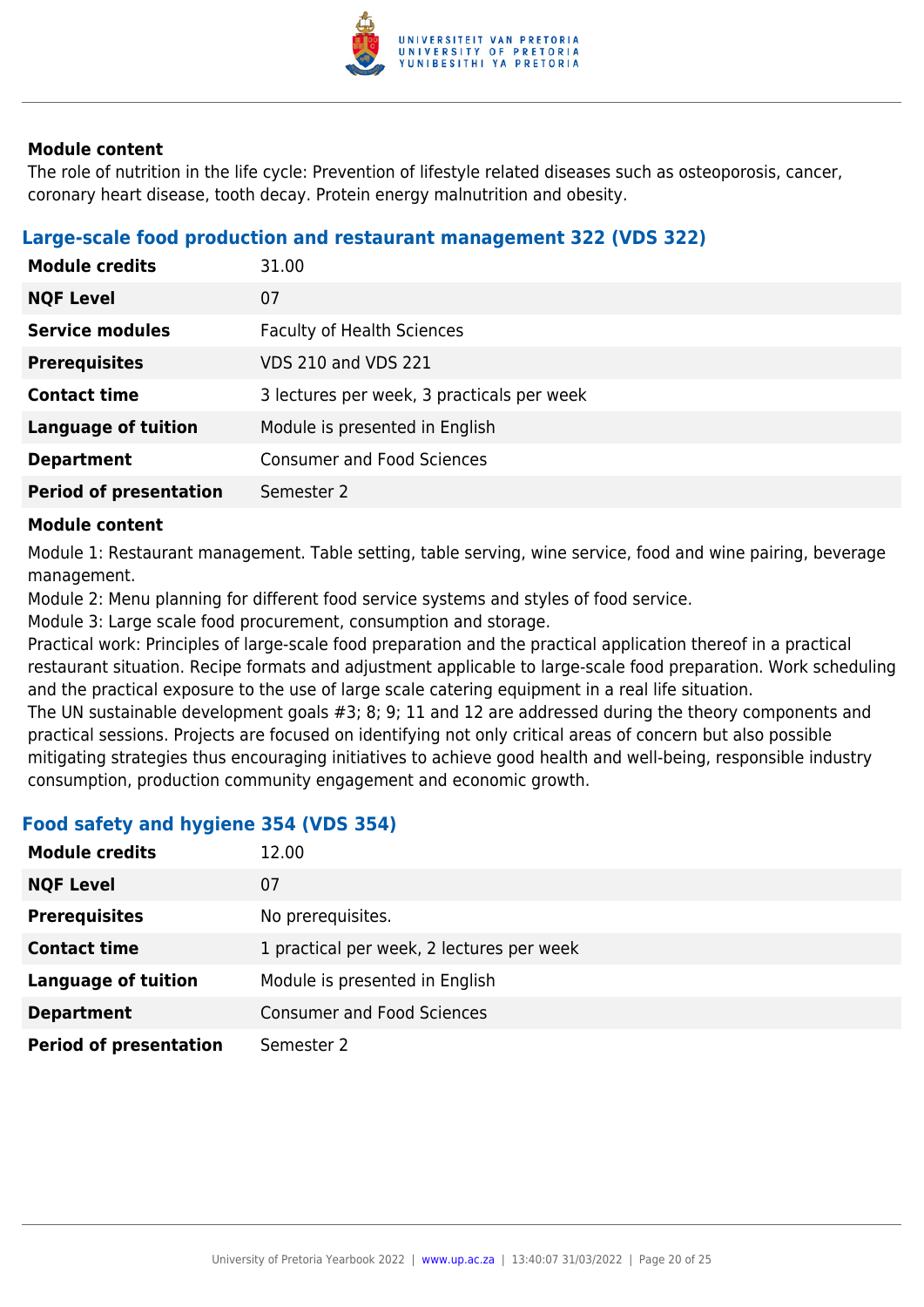**Module content**

The role of nutrition in the life cycle: Prevention of lifestyle related diseases such as osteoporosis, cancer, coronary heart disease, tooth decay. Protein energy malnutrition and obesity.

### Large-scale food production and restaurant management 322 (VDS 322)

| | |
|---|---|
| **Module credits** | 31.00 |
| **NQF Level** | 07 |
| **Service modules** | Faculty of Health Sciences |
| **Prerequisites** | VDS 210 and VDS 221 |
| **Contact time** | 3 lectures per week, 3 practicals per week |
| **Language of tuition** | Module is presented in English |
| **Department** | Consumer and Food Sciences |
| **Period of presentation** | Semester 2 |

**Module content**

Module 1: Restaurant management. Table setting, table serving, wine service, food and wine pairing, beverage management.
Module 2: Menu planning for different food service systems and styles of food service.
Module 3: Large scale food procurement, consumption and storage.
Practical work: Principles of large-scale food preparation and the practical application thereof in a practical restaurant situation. Recipe formats and adjustment applicable to large-scale food preparation. Work scheduling and the practical exposure to the use of large scale catering equipment in a real life situation.
The UN sustainable development goals #3; 8; 9; 11 and 12 are addressed during the theory components and practical sessions. Projects are focused on identifying not only critical areas of concern but also possible mitigating strategies thus encouraging initiatives to achieve good health and well-being, responsible industry consumption, production community engagement and economic growth.

### Food safety and hygiene 354 (VDS 354)

| | |
|---|---|
| **Module credits** | 12.00 |
| **NQF Level** | 07 |
| **Prerequisites** | No prerequisites. |
| **Contact time** | 1 practical per week, 2 lectures per week |
| **Language of tuition** | Module is presented in English |
| **Department** | Consumer and Food Sciences |
| **Period of presentation** | Semester 2 |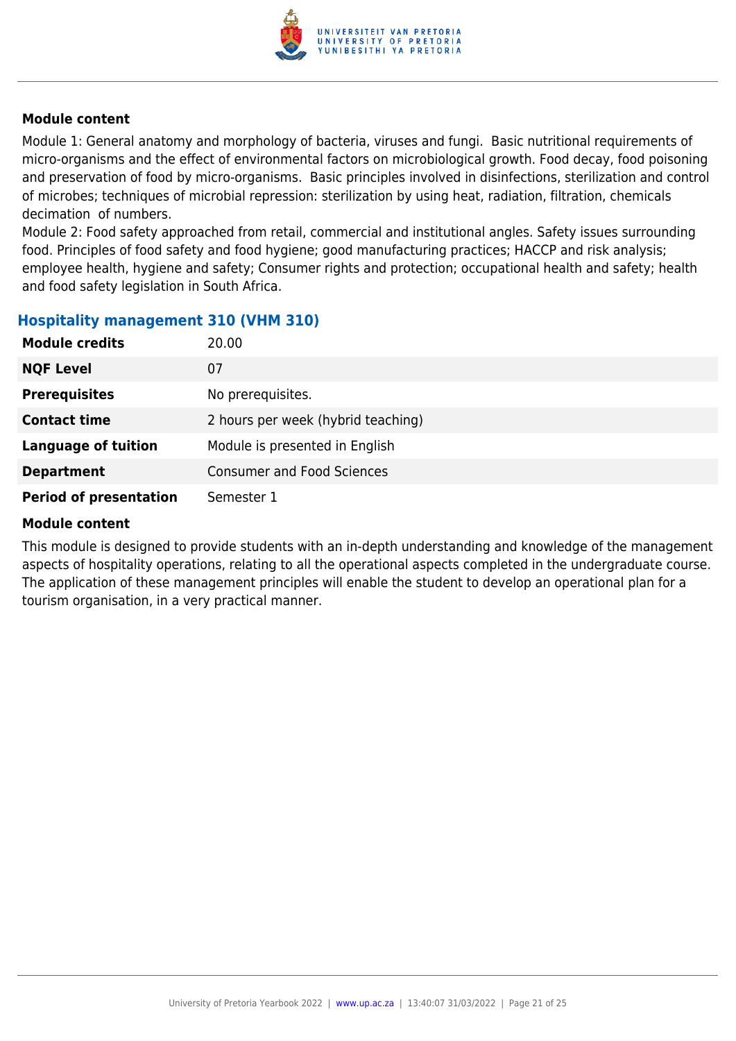**Module content**

Module 1: General anatomy and morphology of bacteria, viruses and fungi.  Basic nutritional requirements of micro-organisms and the effect of environmental factors on microbiological growth. Food decay, food poisoning and preservation of food by micro-organisms.  Basic principles involved in disinfections, sterilization and control of microbes; techniques of microbial repression: sterilization by using heat, radiation, filtration, chemicals decimation  of numbers.
Module 2: Food safety approached from retail, commercial and institutional angles. Safety issues surrounding food. Principles of food safety and food hygiene; good manufacturing practices; HACCP and risk analysis; employee health, hygiene and safety; Consumer rights and protection; occupational health and safety; health and food safety legislation in South Africa.

### Hospitality management 310 (VHM 310)

| | |
|---|---|
| **Module credits** | 20.00 |
| **NQF Level** | 07 |
| **Prerequisites** | No prerequisites. |
| **Contact time** | 2 hours per week (hybrid teaching) |
| **Language of tuition** | Module is presented in English |
| **Department** | Consumer and Food Sciences |
| **Period of presentation** | Semester 1 |

**Module content**

This module is designed to provide students with an in-depth understanding and knowledge of the management aspects of hospitality operations, relating to all the operational aspects completed in the undergraduate course. The application of these management principles will enable the student to develop an operational plan for a tourism organisation, in a very practical manner.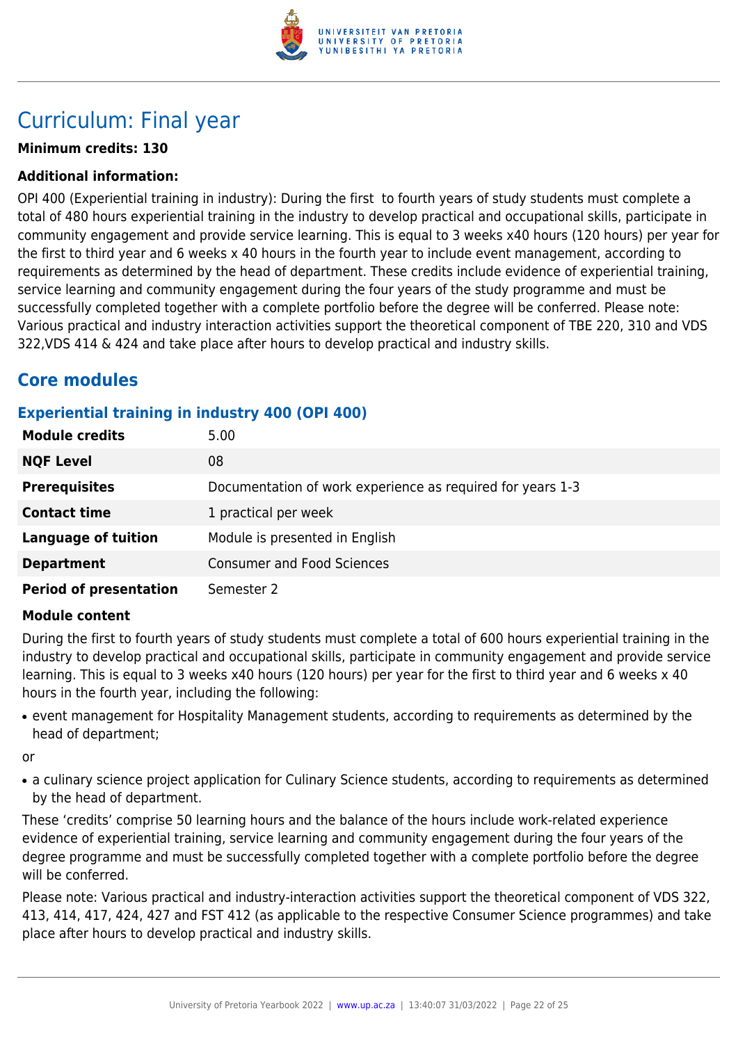# Curriculum: Final year

**Minimum credits: 130**

**Additional information:**

OPI 400 (Experiential training in industry): During the first  to fourth years of study students must complete a total of 480 hours experiential training in the industry to develop practical and occupational skills, participate in community engagement and provide service learning. This is equal to 3 weeks x40 hours (120 hours) per year for the first to third year and 6 weeks x 40 hours in the fourth year to include event management, according to requirements as determined by the head of department. These credits include evidence of experiential training, service learning and community engagement during the four years of the study programme and must be successfully completed together with a complete portfolio before the degree will be conferred. Please note: Various practical and industry interaction activities support the theoretical component of TBE 220, 310 and VDS 322,VDS 414 & 424 and take place after hours to develop practical and industry skills.

## Core modules

### Experiential training in industry 400 (OPI 400)

| | |
|---|---|
| **Module credits** | 5.00 |
| **NQF Level** | 08 |
| **Prerequisites** | Documentation of work experience as required for years 1-3 |
| **Contact time** | 1 practical per week |
| **Language of tuition** | Module is presented in English |
| **Department** | Consumer and Food Sciences |
| **Period of presentation** | Semester 2 |

**Module content**

During the first to fourth years of study students must complete a total of 600 hours experiential training in the industry to develop practical and occupational skills, participate in community engagement and provide service learning. This is equal to 3 weeks x40 hours (120 hours) per year for the first to third year and 6 weeks x 40 hours in the fourth year, including the following:

- event management for Hospitality Management students, according to requirements as determined by the head of department;

or

- a culinary science project application for Culinary Science students, according to requirements as determined by the head of department.

These 'credits' comprise 50 learning hours and the balance of the hours include work-related experience evidence of experiential training, service learning and community engagement during the four years of the degree programme and must be successfully completed together with a complete portfolio before the degree will be conferred.

Please note: Various practical and industry-interaction activities support the theoretical component of VDS 322, 413, 414, 417, 424, 427 and FST 412 (as applicable to the respective Consumer Science programmes) and take place after hours to develop practical and industry skills.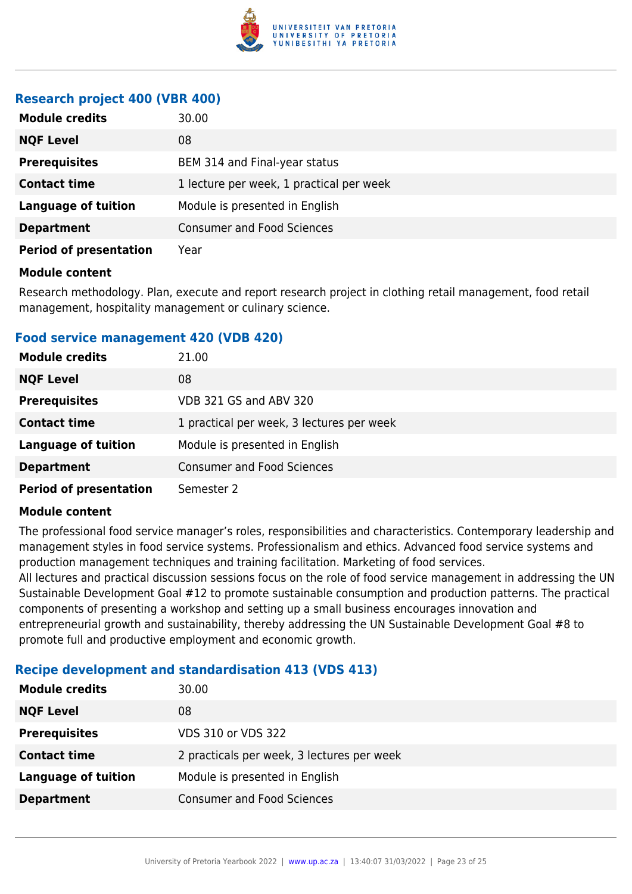### Research project 400 (VBR 400)

| | |
|---|---|
| **Module credits** | 30.00 |
| **NQF Level** | 08 |
| **Prerequisites** | BEM 314 and Final-year status |
| **Contact time** | 1 lecture per week, 1 practical per week |
| **Language of tuition** | Module is presented in English |
| **Department** | Consumer and Food Sciences |
| **Period of presentation** | Year |

**Module content**

Research methodology. Plan, execute and report research project in clothing retail management, food retail management, hospitality management or culinary science.

### Food service management 420 (VDB 420)

| | |
|---|---|
| **Module credits** | 21.00 |
| **NQF Level** | 08 |
| **Prerequisites** | VDB 321 GS and ABV 320 |
| **Contact time** | 1 practical per week, 3 lectures per week |
| **Language of tuition** | Module is presented in English |
| **Department** | Consumer and Food Sciences |
| **Period of presentation** | Semester 2 |

**Module content**

The professional food service manager's roles, responsibilities and characteristics. Contemporary leadership and management styles in food service systems. Professionalism and ethics. Advanced food service systems and production management techniques and training facilitation. Marketing of food services.
All lectures and practical discussion sessions focus on the role of food service management in addressing the UN Sustainable Development Goal #12 to promote sustainable consumption and production patterns. The practical components of presenting a workshop and setting up a small business encourages innovation and entrepreneurial growth and sustainability, thereby addressing the UN Sustainable Development Goal #8 to promote full and productive employment and economic growth.

### Recipe development and standardisation 413 (VDS 413)

| | |
|---|---|
| **Module credits** | 30.00 |
| **NQF Level** | 08 |
| **Prerequisites** | VDS 310 or VDS 322 |
| **Contact time** | 2 practicals per week, 3 lectures per week |
| **Language of tuition** | Module is presented in English |
| **Department** | Consumer and Food Sciences |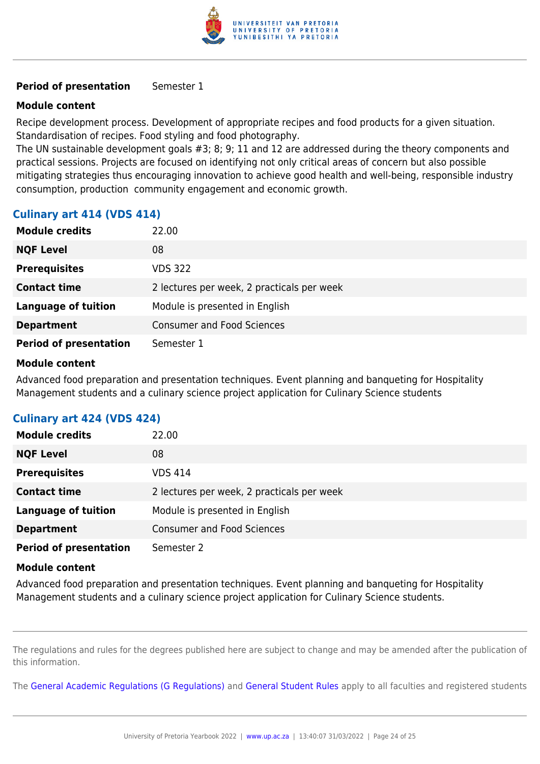| | |
|---|---|
| **Period of presentation** | Semester 1 |

**Module content**

Recipe development process. Development of appropriate recipes and food products for a given situation. Standardisation of recipes. Food styling and food photography.
The UN sustainable development goals #3; 8; 9; 11 and 12 are addressed during the theory components and practical sessions. Projects are focused on identifying not only critical areas of concern but also possible mitigating strategies thus encouraging innovation to achieve good health and well-being, responsible industry consumption, production community engagement and economic growth.

### Culinary art 414 (VDS 414)

| | |
|---|---|
| **Module credits** | 22.00 |
| **NQF Level** | 08 |
| **Prerequisites** | VDS 322 |
| **Contact time** | 2 lectures per week, 2 practicals per week |
| **Language of tuition** | Module is presented in English |
| **Department** | Consumer and Food Sciences |
| **Period of presentation** | Semester 1 |

**Module content**

Advanced food preparation and presentation techniques. Event planning and banqueting for Hospitality Management students and a culinary science project application for Culinary Science students

### Culinary art 424 (VDS 424)

| | |
|---|---|
| **Module credits** | 22.00 |
| **NQF Level** | 08 |
| **Prerequisites** | VDS 414 |
| **Contact time** | 2 lectures per week, 2 practicals per week |
| **Language of tuition** | Module is presented in English |
| **Department** | Consumer and Food Sciences |
| **Period of presentation** | Semester 2 |

**Module content**

Advanced food preparation and presentation techniques. Event planning and banqueting for Hospitality Management students and a culinary science project application for Culinary Science students.

The regulations and rules for the degrees published here are subject to change and may be amended after the publication of this information.

The General Academic Regulations (G Regulations) and General Student Rules apply to all faculties and registered students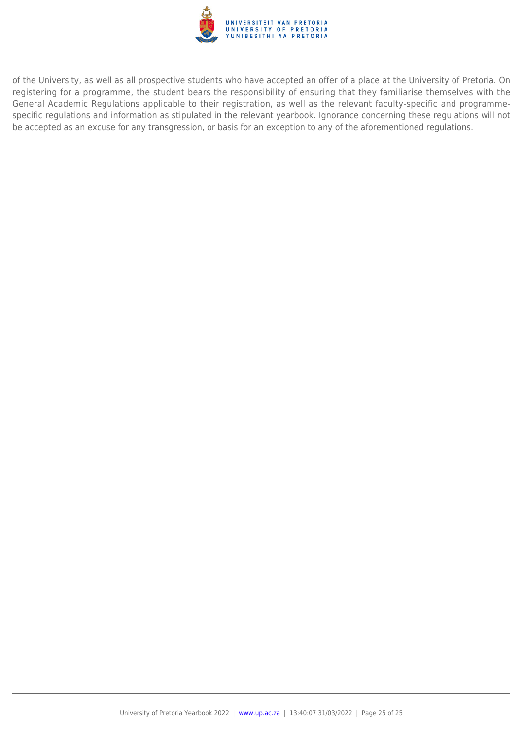of the University, as well as all prospective students who have accepted an offer of a place at the University of Pretoria. On registering for a programme, the student bears the responsibility of ensuring that they familiarise themselves with the General Academic Regulations applicable to their registration, as well as the relevant faculty-specific and programme-specific regulations and information as stipulated in the relevant yearbook. Ignorance concerning these regulations will not be accepted as an excuse for any transgression, or basis for an exception to any of the aforementioned regulations.